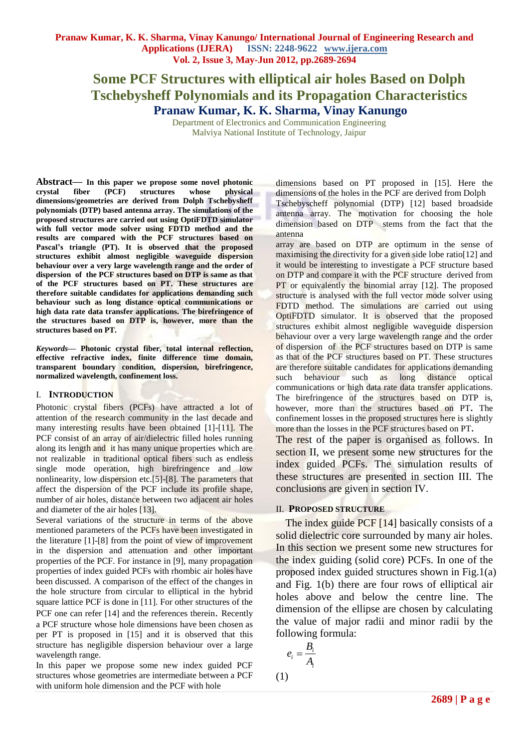# Some PCF Structures with elliptical air holes Based on Dolph Tschebysheff Polynomials and its Propagation Characteristics

## Pranaw Kumar, K. K. Sharma, Vinay Kanungo

Department of Electronics and Communication Engineering
Malviya National Institute of Technology, Jaipur

**Abstract— In this paper we propose some novel photonic crystal fiber (PCF) structures whose physical dimensions/geometries are derived from Dolph Tschebysheff polynomials (DTP) based antenna array. The simulations of the proposed structures are carried out using OptiFDTD simulator with full vector mode solver using FDTD method and the results are compared with the PCF structures based on Pascal's triangle (PT). It is observed that the proposed structures exhibit almost negligible waveguide dispersion behaviour over a very large wavelength range and the order of dispersion of the PCF structures based on DTP is same as that of the PCF structures based on PT. These structures are therefore suitable candidates for applications demanding such behaviour such as long distance optical communications or high data rate data transfer applications. The birefringence of the structures based on DTP is, however, more than the structures based on PT.**

***Keywords*— Photonic crystal fiber, total internal reflection, effective refractive index, finite difference time domain, transparent boundary condition, dispersion, birefringence, normalized wavelength, confinement loss.**

## I. INTRODUCTION

Photonic crystal fibers (PCFs) have attracted a lot of attention of the research community in the last decade and many interesting results have been obtained [1]-[11]. The PCF consist of an array of air/dielectric filled holes running along its length and it has many unique properties which are not realizable in traditional optical fibers such as endless single mode operation, high birefringence and low nonlinearity, low dispersion etc.[5]-[8]. The parameters that affect the dispersion of the PCF include its profile shape, number of air holes, distance between two adjacent air holes and diameter of the air holes [13].

Several variations of the structure in terms of the above mentioned parameters of the PCFs have been investigated in the literature [1]-[8] from the point of view of improvement in the dispersion and attenuation and other important properties of the PCF. For instance in [9], many propagation properties of index guided PCFs with rhombic air holes have been discussed. A comparison of the effect of the changes in the hole structure from circular to elliptical in the hybrid square lattice PCF is done in [11]. For other structures of the PCF one can refer [14] and the references therein. Recently a PCF structure whose hole dimensions have been chosen as per PT is proposed in [15] and it is observed that this structure has negligible dispersion behaviour over a large wavelength range.

In this paper we propose some new index guided PCF structures whose geometries are intermediate between a PCF with uniform hole dimension and the PCF with hole dimensions based on PT proposed in [15]. Here the dimensions of the holes in the PCF are derived from Dolph Tschebyscheff polynomial (DTP) [12] based broadside antenna array. The motivation for choosing the hole dimension based on DTP stems from the fact that the antenna array are based on DTP are optimum in the sense of maximising the directivity for a given side lobe ratio[12] and it would be interesting to investigate a PCF structure based on DTP and compare it with the PCF structure derived from PT or equivalently the binomial array [12]. The proposed structure is analysed with the full vector mode solver using FDTD method. The simulations are carried out using OptiFDTD simulator. It is observed that the proposed structures exhibit almost negligible waveguide dispersion behaviour over a very large wavelength range and the order of dispersion of the PCF structures based on DTP is same as that of the PCF structures based on PT. These structures are therefore suitable candidates for applications demanding such behaviour such as long distance optical communications or high data rate data transfer applications. The birefringence of the structures based on DTP is, however, more than the structures based on PT. The confinement losses in the proposed structures here is slightly more than the losses in the PCF structures based on PT.

The rest of the paper is organised as follows. In section II, we present some new structures for the index guided PCFs. The simulation results of these structures are presented in section III. The conclusions are given in section IV.

## II. PROPOSED STRUCTURE

The index guide PCF [14] basically consists of a solid dielectric core surrounded by many air holes. In this section we present some new structures for the index guiding (solid core) PCFs. In one of the proposed index guided structures shown in Fig.1(a) and Fig. 1(b) there are four rows of elliptical air holes above and below the centre line. The dimension of the ellipse are chosen by calculating the value of major radii and minor radii by the following formula:

$$e_i = \frac{B_i}{A_i} \quad (1)$$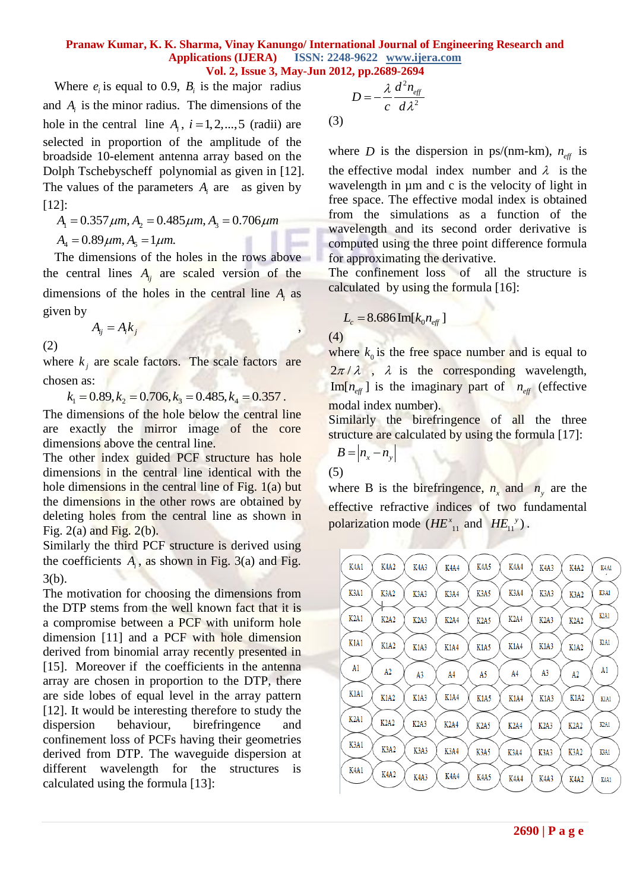Where $e_i$ is equal to 0.9, $B_i$ is the major radius and $A_i$ is the minor radius. The dimensions of the hole in the central line $A_i$, $i = 1, 2, ..., 5$ (radii) are selected in proportion of the amplitude of the broadside 10-element antenna array based on the Dolph Tschebyscheff polynomial as given in [12]. The values of the parameters $A_i$ are as given by [12]:

$$A_1 = 0.357\mu m, A_2 = 0.485\mu m, A_3 = 0.706\mu m$$
$$A_4 = 0.89\mu m, A_5 = 1\mu m.$$

The dimensions of the holes in the rows above the central lines $A_{ij}$ are scaled version of the dimensions of the holes in the central line $A_i$ as given by

$$A_{ij} = A_i k_j \quad , \quad (2)$$

where $k_j$ are scale factors. The scale factors are chosen as:

$$k_1 = 0.89, k_2 = 0.706, k_3 = 0.485, k_4 = 0.357.$$

The dimensions of the hole below the central line are exactly the mirror image of the core dimensions above the central line.

The other index guided PCF structure has hole dimensions in the central line identical with the hole dimensions in the central line of Fig. 1(a) but the dimensions in the other rows are obtained by deleting holes from the central line as shown in Fig. 2(a) and Fig. 2(b).

Similarly the third PCF structure is derived using the coefficients $A_i$, as shown in Fig. 3(a) and Fig. 3(b).

The motivation for choosing the dimensions from the DTP stems from the well known fact that it is a compromise between a PCF with uniform hole dimension [11] and a PCF with hole dimension derived from binomial array recently presented in [15]. Moreover if the coefficients in the antenna array are chosen in proportion to the DTP, there are side lobes of equal level in the array pattern [12]. It would be interesting therefore to study the dispersion behaviour, birefringence and confinement loss of PCFs having their geometries derived from DTP. The waveguide dispersion at different wavelength for the structures is calculated using the formula [13]:

$$D = -\frac{\lambda}{c}\frac{d^2 n_{eff}}{d\lambda^2} \quad (3)$$

where $D$ is the dispersion in ps/(nm-km), $n_{eff}$ is the effective modal index number and $\lambda$ is the wavelength in µm and c is the velocity of light in free space. The effective modal index is obtained from the simulations as a function of the wavelength and its second order derivative is computed using the three point difference formula for approximating the derivative.

The confinement loss of all the structure is calculated by using the formula [16]:

$$L_c = 8.686\,\text{Im}[k_0 n_{eff}] \quad (4)$$

where $k_0$ is the free space number and is equal to $2\pi/\lambda$ , $\lambda$ is the corresponding wavelength, $\text{Im}[n_{eff}]$ is the imaginary part of $n_{eff}$ (effective modal index number).

Similarly the birefringence of all the three structure are calculated by using the formula [17]:

$$B = |n_x - n_y| \quad (5)$$

where B is the birefringence, $n_x$ and $n_y$ are the effective refractive indices of two fundamental polarization mode $(HE^x_{11}$ and $HE_{11}{}^y)$.

| K4A1 | K4A2 | K4A3 | K4A4 | K4A5 | K4A4 | K4A3 | K4A2 | K4A1 |
|---|---|---|---|---|---|---|---|---|
| K3A1 | K3A2 | K3A3 | K3A4 | K3A5 | K3A4 | K3A3 | K3A2 | K3A1 |
| K2A1 | K2A2 | K2A3 | K2A4 | K2A5 | K2A4 | K2A3 | K2A2 | K2A1 |
| K1A1 | K1A2 | K1A3 | K1A4 | K1A5 | K1A4 | K1A3 | K1A2 | K1A1 |
| A1 | A2 | A3 | A4 | A5 | A4 | A3 | A2 | A1 |
| K1A1 | K1A2 | K1A3 | K1A4 | K1A5 | K1A4 | K1A3 | K1A2 | K1A1 |
| K2A1 | K2A2 | K2A3 | K2A4 | K2A5 | K2A4 | K2A3 | K2A2 | K2A1 |
| K3A1 | K3A2 | K3A3 | K3A4 | K3A5 | K3A4 | K3A3 | K3A2 | K3A1 |
| K4A1 | K4A2 | K4A3 | K4A4 | K4A5 | K4A4 | K4A3 | K4A2 | K4A1 |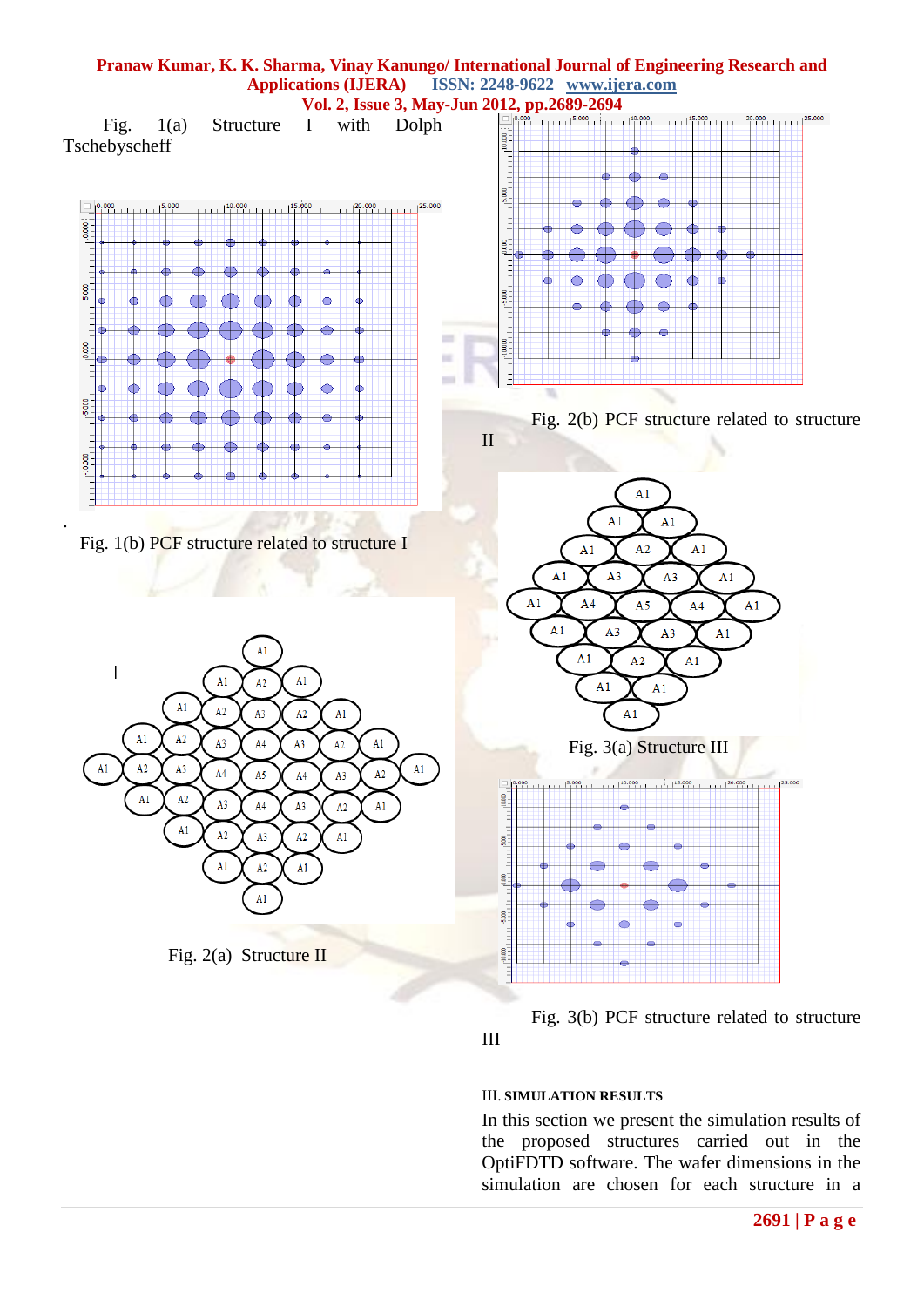Fig. 1(a) Structure I with Dolph Tschebyscheff

Fig. 1(b) PCF structure related to structure I

Fig. 2(a) Structure II

Fig. 2(b) PCF structure related to structure II

Fig. 3(a) Structure III

Fig. 3(b) PCF structure related to structure III

## III. SIMULATION RESULTS

In this section we present the simulation results of the proposed structures carried out in the OptiFDTD software. The wafer dimensions in the simulation are chosen for each structure in a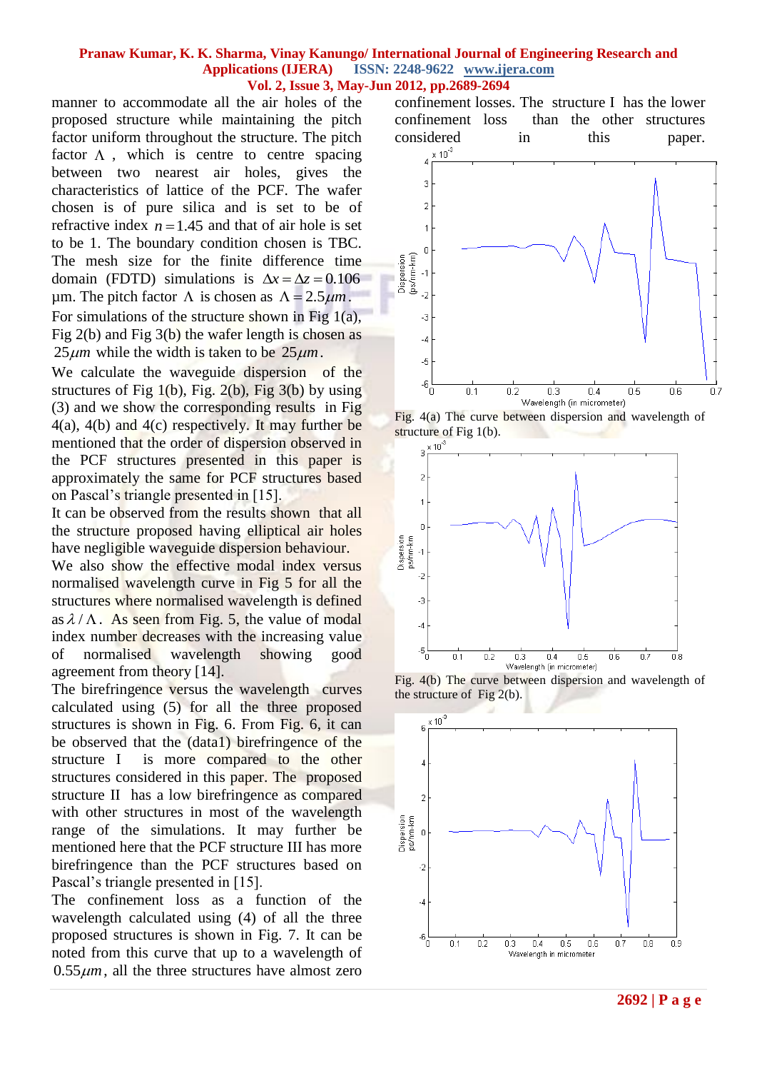manner to accommodate all the air holes of the proposed structure while maintaining the pitch factor uniform throughout the structure. The pitch factor $\Lambda$, which is centre to centre spacing between two nearest air holes, gives the characteristics of lattice of the PCF. The wafer chosen is of pure silica and is set to be of refractive index $n = 1.45$ and that of air hole is set to be 1. The boundary condition chosen is TBC. The mesh size for the finite difference time domain (FDTD) simulations is $\Delta x = \Delta z = 0.106$ µm. The pitch factor $\Lambda$ is chosen as $\Lambda = 2.5 \mu m$.

For simulations of the structure shown in Fig 1(a), Fig 2(b) and Fig 3(b) the wafer length is chosen as $25 \mu m$ while the width is taken to be $25 \mu m$.

We calculate the waveguide dispersion of the structures of Fig 1(b), Fig. 2(b), Fig 3(b) by using (3) and we show the corresponding results in Fig 4(a), 4(b) and 4(c) respectively. It may further be mentioned that the order of dispersion observed in the PCF structures presented in this paper is approximately the same for PCF structures based on Pascal's triangle presented in [15].

It can be observed from the results shown that all the structure proposed having elliptical air holes have negligible waveguide dispersion behaviour.

We also show the effective modal index versus normalised wavelength curve in Fig 5 for all the structures where normalised wavelength is defined as $\lambda / \Lambda$. As seen from Fig. 5, the value of modal index number decreases with the increasing value of normalised wavelength showing good agreement from theory [14].

The birefringence versus the wavelength curves calculated using (5) for all the three proposed structures is shown in Fig. 6. From Fig. 6, it can be observed that the (data1) birefringence of the structure I is more compared to the other structures considered in this paper. The proposed structure II has a low birefringence as compared with other structures in most of the wavelength range of the simulations. It may further be mentioned here that the PCF structure III has more birefringence than the PCF structures based on Pascal's triangle presented in [15].

The confinement loss as a function of the wavelength calculated using (4) of all the three proposed structures is shown in Fig. 7. It can be noted from this curve that up to a wavelength of $0.55 \mu m$, all the three structures have almost zero confinement losses. The structure I has the lower confinement loss than the other structures considered in this paper.

Fig. 4(a) The curve between dispersion and wavelength of structure of Fig 1(b).

Fig. 4(b) The curve between dispersion and wavelength of the structure of Fig 2(b).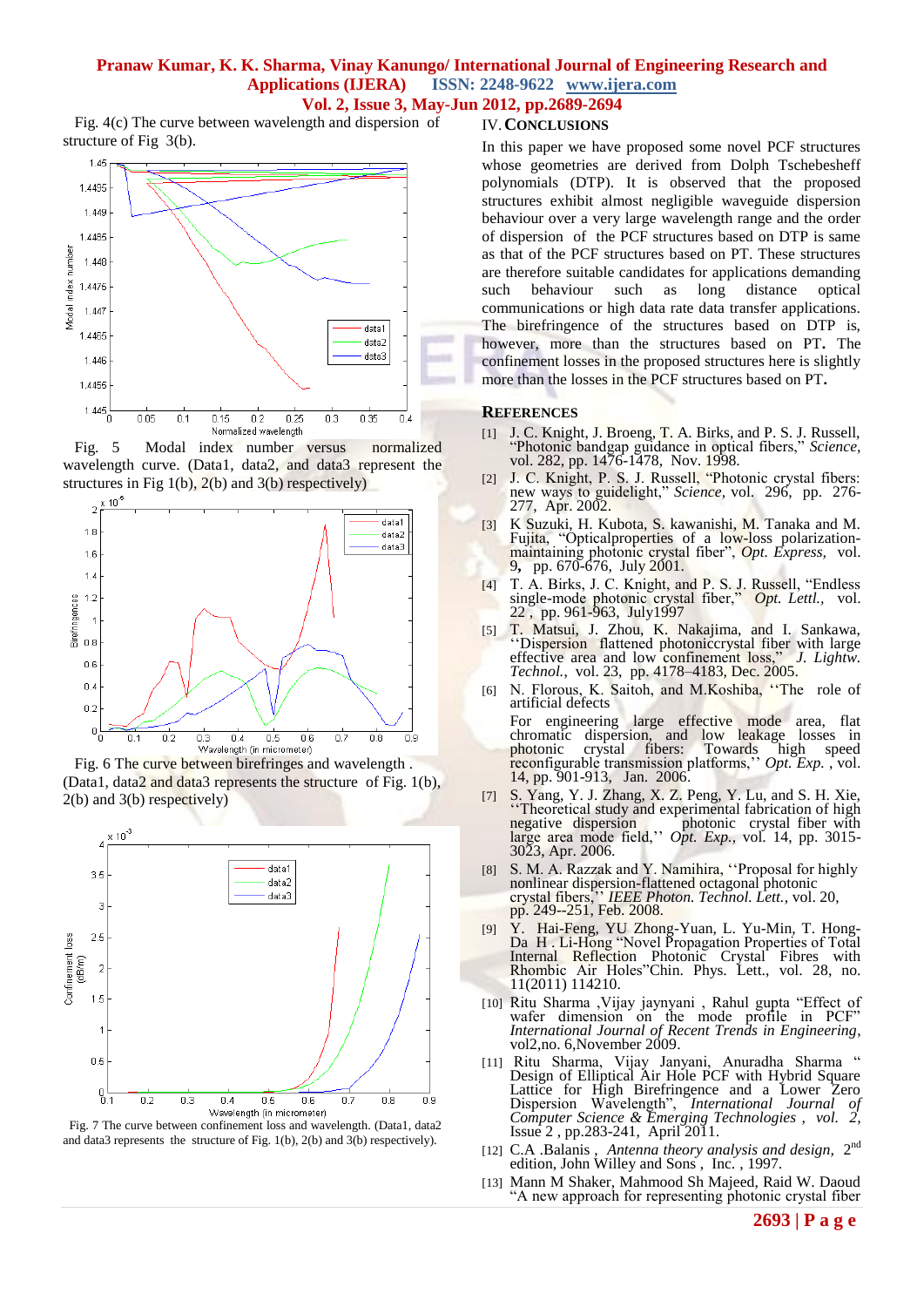Fig. 4(c) The curve between wavelength and dispersion of structure of Fig 3(b).

Fig. 5 Modal index number versus normalized wavelength curve. (Data1, data2, and data3 represent the structures in Fig 1(b), 2(b) and 3(b) respectively)

Fig. 6 The curve between birefringes and wavelength . (Data1, data2 and data3 represents the structure of Fig. 1(b), 2(b) and 3(b) respectively)

Fig. 7 The curve between confinement loss and wavelength. (Data1, data2 and data3 represents the structure of Fig. 1(b), 2(b) and 3(b) respectively).

## IV. CONCLUSIONS

In this paper we have proposed some novel PCF structures whose geometries are derived from Dolph Tschebesheff polynomials (DTP). It is observed that the proposed structures exhibit almost negligible waveguide dispersion behaviour over a very large wavelength range and the order of dispersion of the PCF structures based on DTP is same as that of the PCF structures based on PT. These structures are therefore suitable candidates for applications demanding such behaviour such as long distance optical communications or high data rate data transfer applications. The birefringence of the structures based on DTP is, however, more than the structures based on PT. The confinement losses in the proposed structures here is slightly more than the losses in the PCF structures based on PT.

## REFERENCES

[1] J. C. Knight, J. Broeng, T. A. Birks, and P. S. J. Russell, "Photonic bandgap guidance in optical fibers," *Science*, vol. 282, pp. 1476-1478, Nov. 1998.

[2] J. C. Knight, P. S. J. Russell, "Photonic crystal fibers: new ways to guidelight," *Science*, vol. 296, pp. 276-277, Apr. 2002.

[3] K Suzuki, H. Kubota, S. kawanishi, M. Tanaka and M. Fujita, "Opticalproperties of a low-loss polarization-maintaining photonic crystal fiber", *Opt. Express*, vol. 9, pp. 670-676, July 2001.

[4] T. A. Birks, J. C. Knight, and P. S. J. Russell, "Endless single-mode photonic crystal fiber," *Opt. Lett.*, vol. 22 , pp. 961-963, July1997

[5] T. Matsui, J. Zhou, K. Nakajima, and I. Sankawa, ''Dispersion flattened photoniccrystal fiber with large effective area and low confinement loss,'' *J. Lightw. Technol.*, vol. 23, pp. 4178–4183, Dec. 2005.

[6] N. Florous, K. Saitoh, and M.Koshiba, ''The role of artificial defects

For engineering large effective mode area, flat chromatic dispersion, and low leakage losses in photonic crystal fibers: Towards high speed reconfigurable transmission platforms,'' *Opt. Exp.* , vol. 14, pp. 901-913, Jan. 2006.

[7] S. Yang, Y. J. Zhang, X. Z. Peng, Y. Lu, and S. H. Xie, ''Theoretical study and experimental fabrication of high negative dispersion photonic crystal fiber with large area mode field,'' *Opt. Exp.*, vol. 14, pp. 3015-3023, Apr. 2006.

[8] S. M. A. Razzak and Y. Namihira, ''Proposal for highly nonlinear dispersion-flattened octagonal photonic crystal fibers,'' *IEEE Photon. Technol. Lett.*, vol. 20, pp. 249--251, Feb. 2008.

[9] Y. Hai-Feng, YU Zhong-Yuan, L. Yu-Min, T. Hong-Da H . Li-Hong "Novel Propagation Properties of Total Internal Reflection Photonic Crystal Fibres with Rhombic Air Holes"Chin. Phys. Lett., vol. 28, no. 11(2011) 114210.

[10] Ritu Sharma ,Vijay jaynyani , Rahul gupta "Effect of wafer dimension on the mode profile in PCF" *International Journal of Recent Trends in Engineering*, vol2,no. 6,November 2009.

[11] Ritu Sharma, Vijay Janyani, Anuradha Sharma " Design of Elliptical Air Hole PCF with Hybrid Square Lattice for High Birefringence and a Lower Zero Dispersion Wavelength", *International Journal of Computer Science & Emerging Technologies , vol. 2,* Issue 2 , pp.283-241, April 2011.

[12] C.A .Balanis , *Antenna theory analysis and design,* 2nd edition, John Willey and Sons , Inc. , 1997.

[13] Mann M Shaker, Mahmood Sh Majeed, Raid W. Daoud "A new approach for representing photonic crystal fiber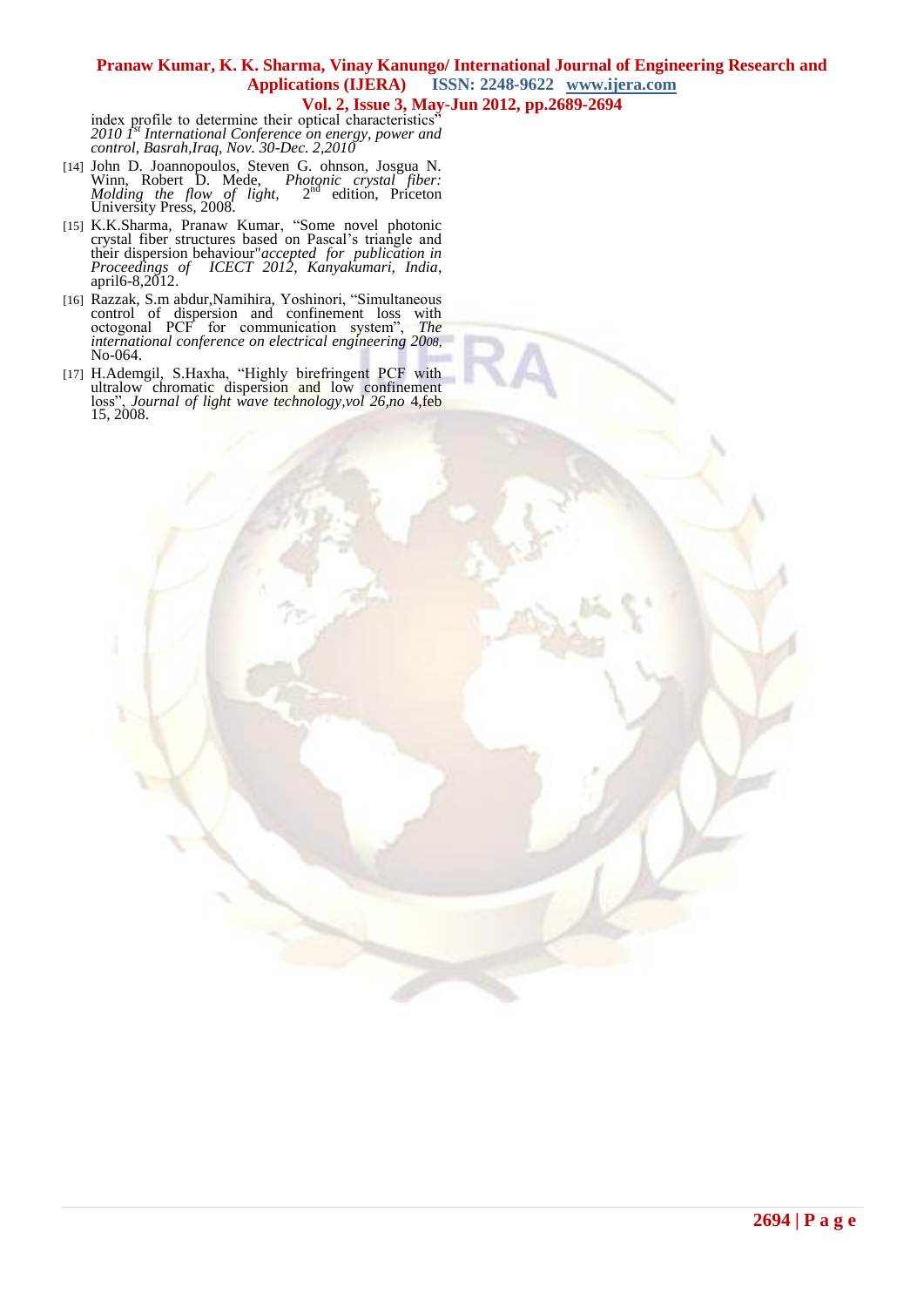index profile to determine their optical characteristics" *2010 1st International Conference on energy, power and control, Basrah,Iraq, Nov. 30-Dec. 2,2010*

[14] John D. Joannopoulos, Steven G. ohnson, Josgua N. Winn, Robert D. Mede, *Photonic crystal fiber: Molding the flow of light,* 2nd edition, Priceton University Press, 2008.

[15] K.K.Sharma, Pranaw Kumar, "Some novel photonic crystal fiber structures based on Pascal's triangle and their dispersion behaviour"*accepted for publication in Proceedings of ICECT 2012, Kanyakumari, India*, april6-8,2012.

[16] Razzak, S.m abdur,Namihira, Yoshinori, "Simultaneous control of dispersion and confinement loss with octogonal PCF for communication system", *The international conference on electrical engineering 2008,* No-064.

[17] H.Ademgil, S.Haxha, "Highly birefringent PCF with ultralow chromatic dispersion and low confinement loss", *Journal of light wave technology,vol 26,no* 4,feb 15, 2008.